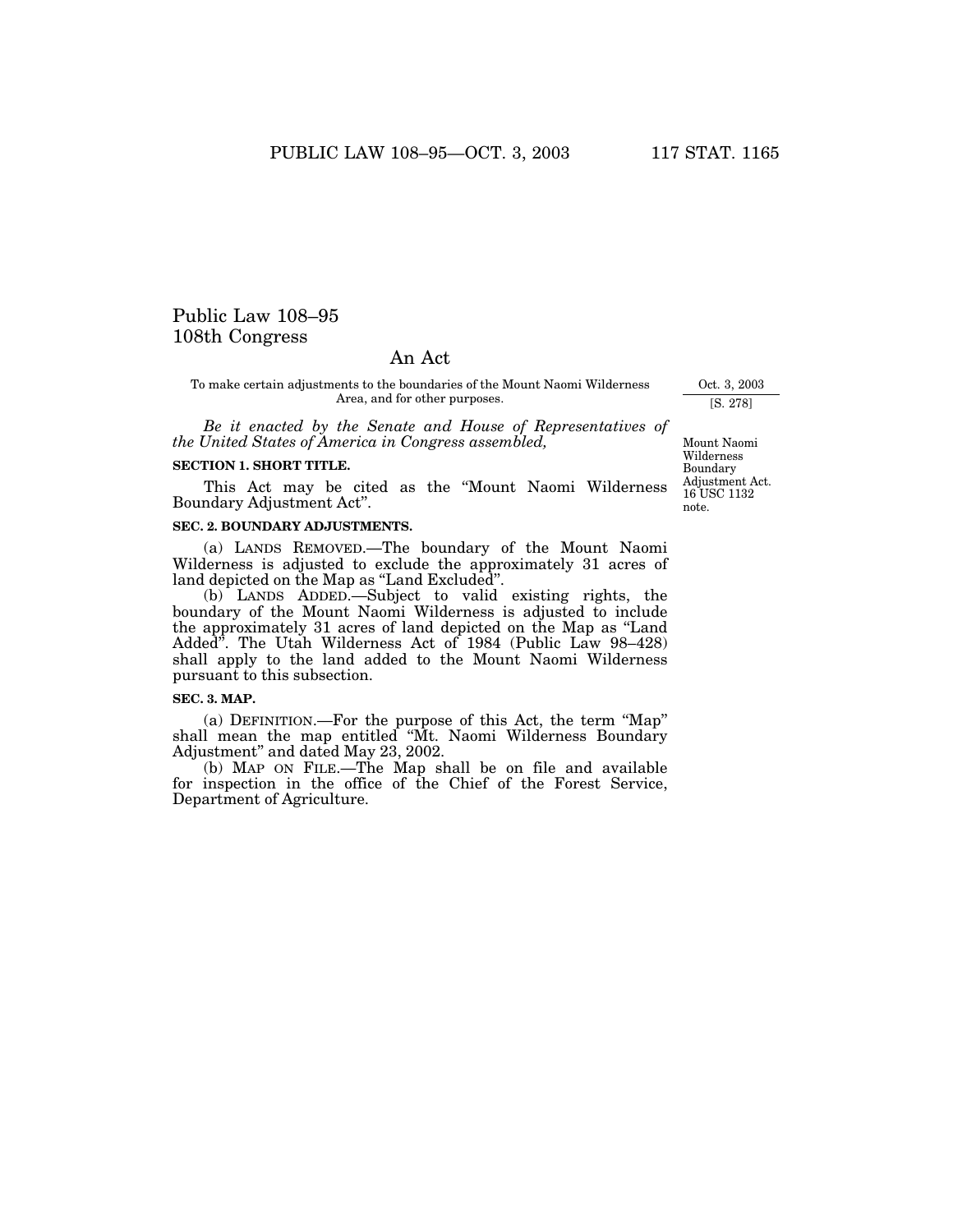# Public Law 108–95
# 108th Congress

## An Act

To make certain adjustments to the boundaries of the Mount Naomi Wilderness Area, and for other purposes.

Oct. 3, 2003

[S. 278]

*Be it enacted by the Senate and House of Representatives of the United States of America in Congress assembled,*

Mount Naomi Wilderness Boundary Adjustment Act. 16 USC 1132 note.

**SECTION 1. SHORT TITLE.**

This Act may be cited as the "Mount Naomi Wilderness Boundary Adjustment Act".

**SEC. 2. BOUNDARY ADJUSTMENTS.**

(a) LANDS REMOVED.—The boundary of the Mount Naomi Wilderness is adjusted to exclude the approximately 31 acres of land depicted on the Map as "Land Excluded".

(b) LANDS ADDED.—Subject to valid existing rights, the boundary of the Mount Naomi Wilderness is adjusted to include the approximately 31 acres of land depicted on the Map as "Land Added". The Utah Wilderness Act of 1984 (Public Law 98–428) shall apply to the land added to the Mount Naomi Wilderness pursuant to this subsection.

**SEC. 3. MAP.**

(a) DEFINITION.—For the purpose of this Act, the term "Map" shall mean the map entitled "Mt. Naomi Wilderness Boundary Adjustment" and dated May 23, 2002.

(b) MAP ON FILE.—The Map shall be on file and available for inspection in the office of the Chief of the Forest Service, Department of Agriculture.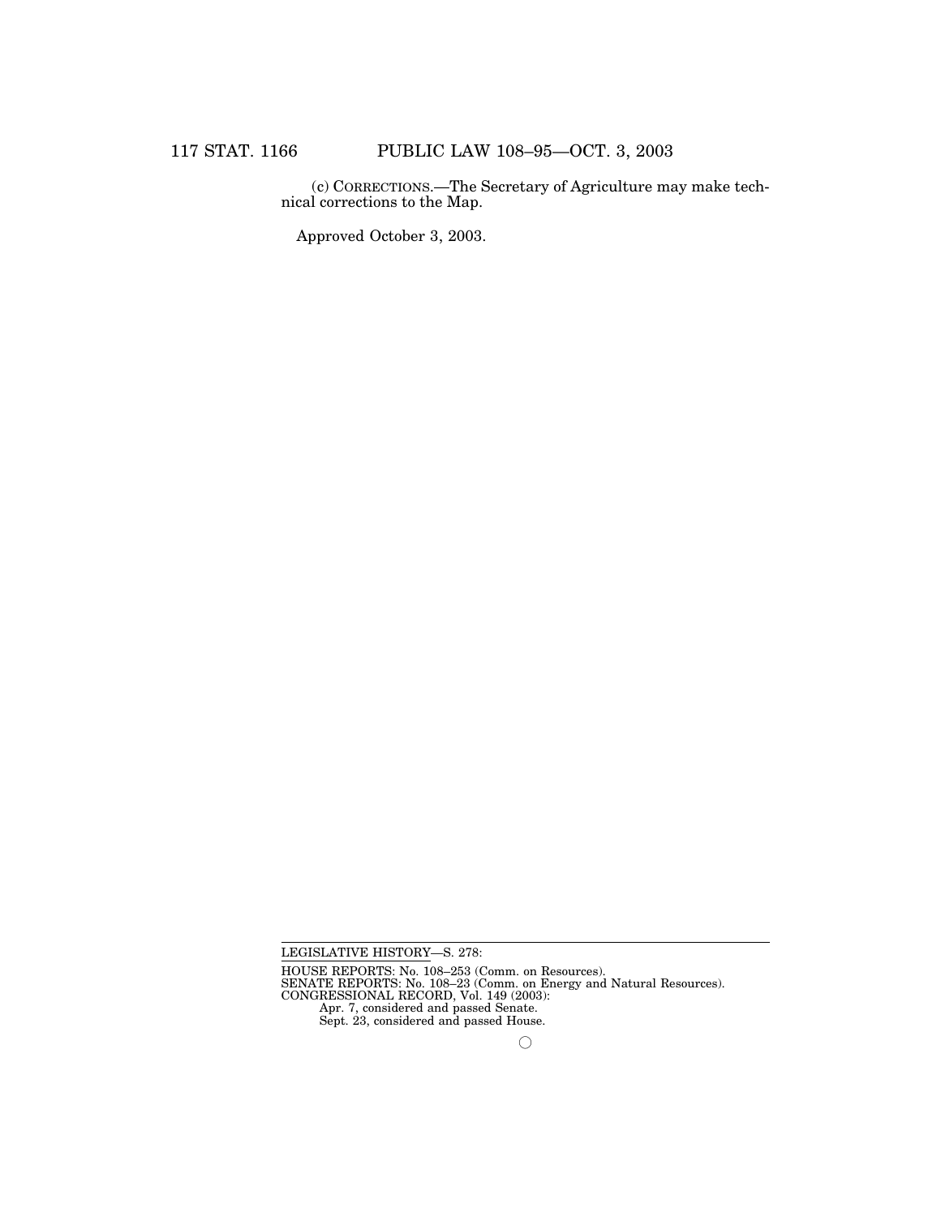(c) CORRECTIONS.—The Secretary of Agriculture may make technical corrections to the Map.

Approved October 3, 2003.

LEGISLATIVE HISTORY—S. 278:

HOUSE REPORTS: No. 108–253 (Comm. on Resources).
SENATE REPORTS: No. 108–23 (Comm. on Energy and Natural Resources).
CONGRESSIONAL RECORD, Vol. 149 (2003):
Apr. 7, considered and passed Senate.
Sept. 23, considered and passed House.